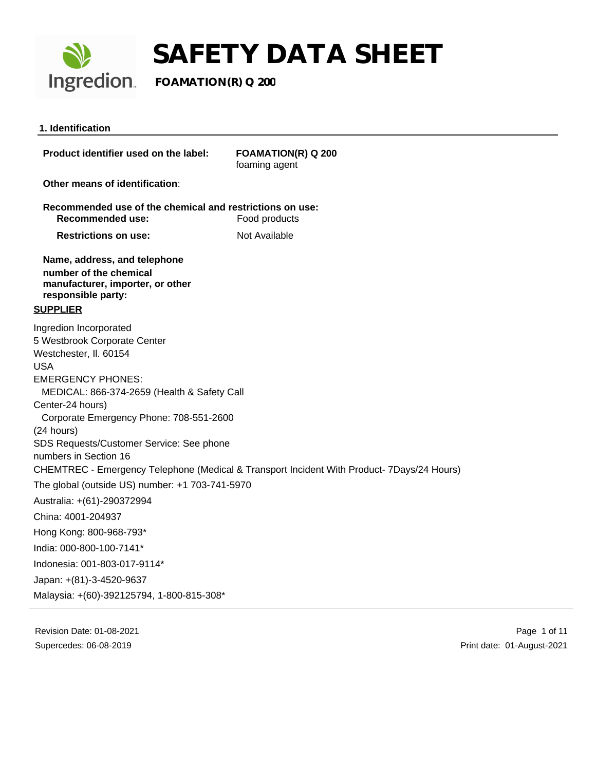# SAFETY DATA SHEET

**FOAMATION(R) Q 200**

## 1. Identification

**Product identifier used on the label:** **FOAMATION(R) Q 200**
foaming agent

**Other means of identification**:

**Recommended use of the chemical and restrictions on use:**

**Recommended use:** Food products

**Restrictions on use:** Not Available

**Name, address, and telephone number of the chemical manufacturer, importer, or other responsible party:**

**SUPPLIER**

Ingredion Incorporated
5 Westbrook Corporate Center
Westchester, Il. 60154
USA
EMERGENCY PHONES:
MEDICAL: 866-374-2659 (Health & Safety Call Center-24 hours)
Corporate Emergency Phone: 708-551-2600 (24 hours)
SDS Requests/Customer Service: See phone numbers in Section 16

CHEMTREC - Emergency Telephone (Medical & Transport Incident With Product- 7Days/24 Hours)

The global (outside US) number: +1 703-741-5970

Australia: +(61)-290372994

China: 4001-204937

Hong Kong: 800-968-793*

India: 000-800-100-7141*

Indonesia: 001-803-017-9114*

Japan: +(81)-3-4520-9637

Malaysia: +(60)-392125794, 1-800-815-308*

Revision Date: 01-08-2021
Supercedes: 06-08-2019
Print date: 01-August-2021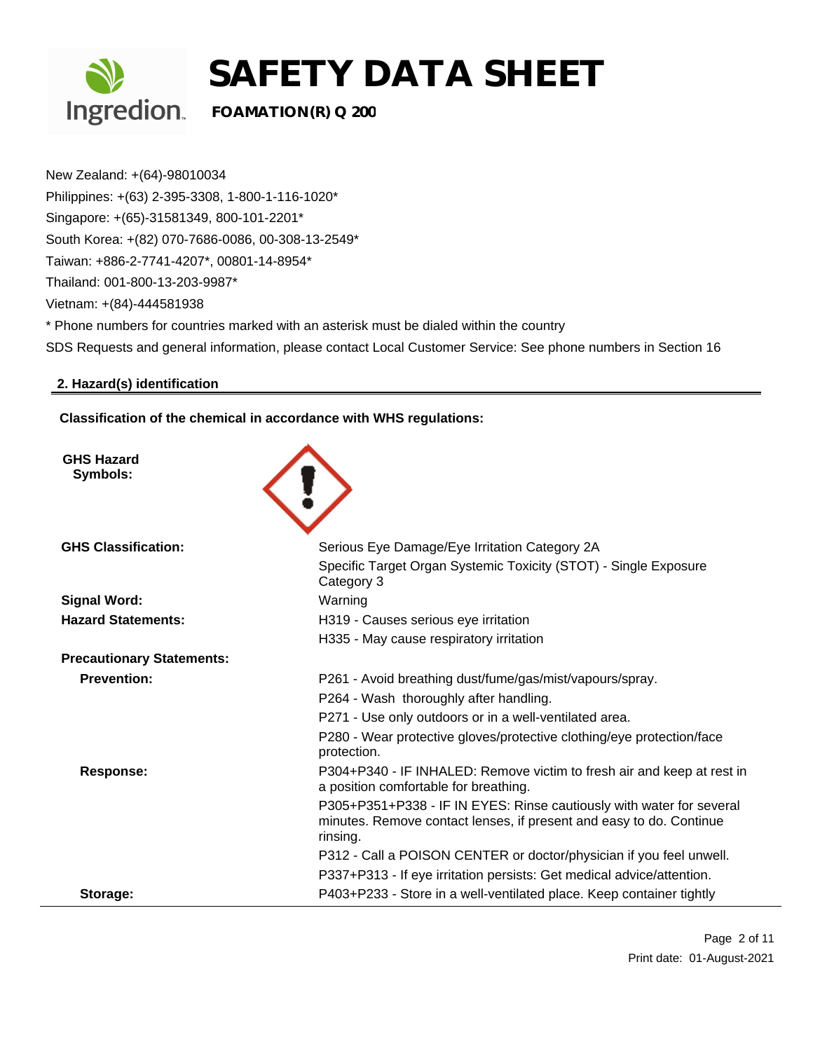New Zealand: +(64)-98010034

Philippines: +(63) 2-395-3308, 1-800-1-116-1020*

Singapore: +(65)-31581349, 800-101-2201*

South Korea: +(82) 070-7686-0086, 00-308-13-2549*

Taiwan: +886-2-7741-4207*, 00801-14-8954*

Thailand: 001-800-13-203-9987*

Vietnam: +(84)-444581938

* Phone numbers for countries marked with an asterisk must be dialed within the country

SDS Requests and general information, please contact Local Customer Service: See phone numbers in Section 16

## 2. Hazard(s) identification

**Classification of the chemical in accordance with WHS regulations:**

**GHS Hazard Symbols:**

| | |
|---|---|
| **GHS Classification:** | Serious Eye Damage/Eye Irritation Category 2A |
| | Specific Target Organ Systemic Toxicity (STOT) - Single Exposure Category 3 |
| **Signal Word:** | Warning |
| **Hazard Statements:** | H319 - Causes serious eye irritation |
| | H335 - May cause respiratory irritation |
| **Precautionary Statements:** | |
| **Prevention:** | P261 - Avoid breathing dust/fume/gas/mist/vapours/spray. |
| | P264 - Wash thoroughly after handling. |
| | P271 - Use only outdoors or in a well-ventilated area. |
| | P280 - Wear protective gloves/protective clothing/eye protection/face protection. |
| **Response:** | P304+P340 - IF INHALED: Remove victim to fresh air and keep at rest in a position comfortable for breathing. |
| | P305+P351+P338 - IF IN EYES: Rinse cautiously with water for several minutes. Remove contact lenses, if present and easy to do. Continue rinsing. |
| | P312 - Call a POISON CENTER or doctor/physician if you feel unwell. |
| | P337+P313 - If eye irritation persists: Get medical advice/attention. |
| **Storage:** | P403+P233 - Store in a well-ventilated place. Keep container tightly |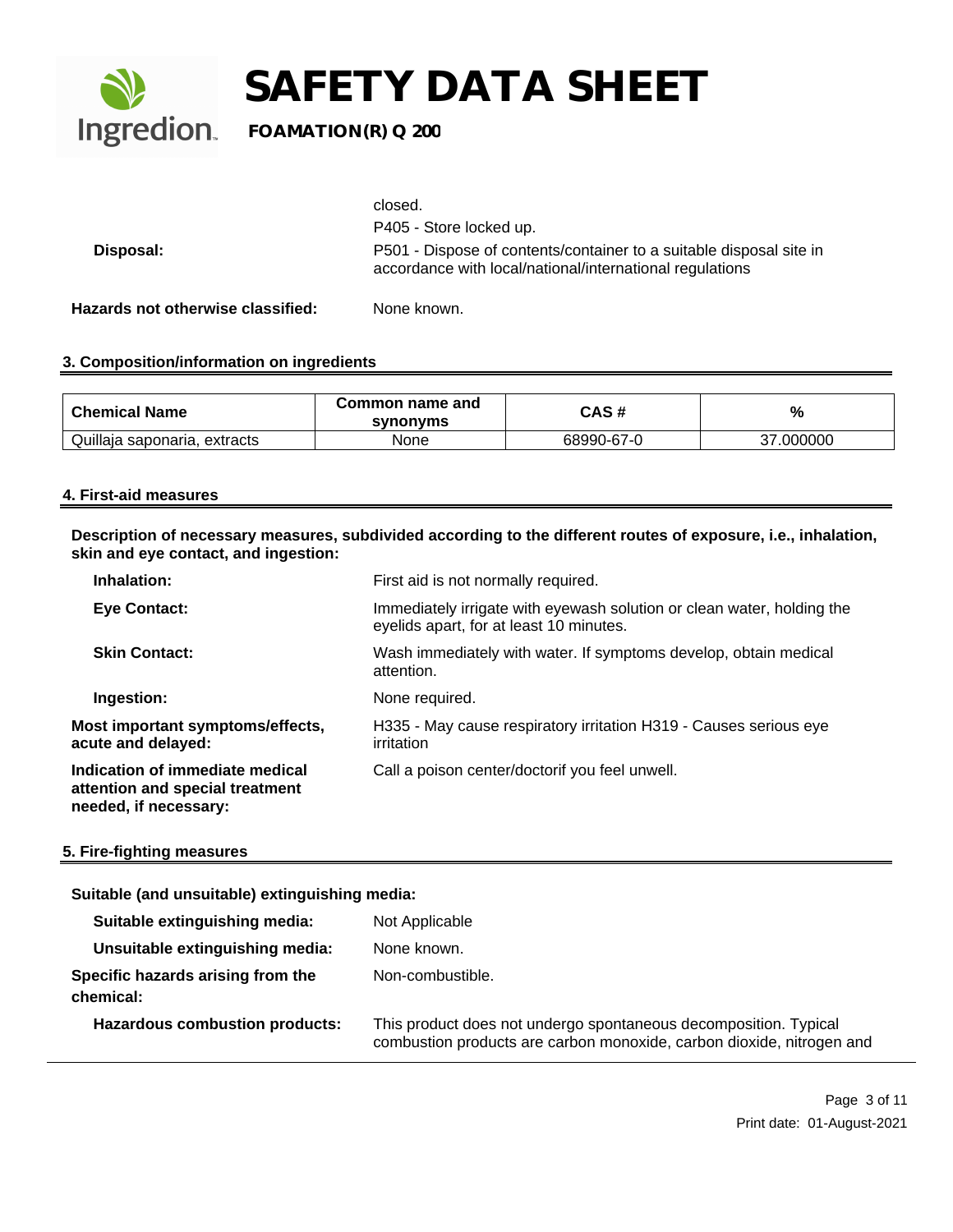| | |
|---|---|
| | closed. |
| | P405 - Store locked up. |
| **Disposal:** | P501 - Dispose of contents/container to a suitable disposal site in accordance with local/national/international regulations |

**Hazards not otherwise classified:** None known.

## 3. Composition/information on ingredients

| Chemical Name | Common name and synonyms | CAS # | % |
|---|---|---|---|
| Quillaja saponaria, extracts | None | 68990-67-0 | 37.000000 |

## 4. First-aid measures

**Description of necessary measures, subdivided according to the different routes of exposure, i.e., inhalation, skin and eye contact, and ingestion:**

| | |
|---|---|
| **Inhalation:** | First aid is not normally required. |
| **Eye Contact:** | Immediately irrigate with eyewash solution or clean water, holding the eyelids apart, for at least 10 minutes. |
| **Skin Contact:** | Wash immediately with water. If symptoms develop, obtain medical attention. |
| **Ingestion:** | None required. |
| **Most important symptoms/effects, acute and delayed:** | H335 - May cause respiratory irritation H319 - Causes serious eye irritation |
| **Indication of immediate medical attention and special treatment needed, if necessary:** | Call a poison center/doctorif you feel unwell. |

## 5. Fire-fighting measures

**Suitable (and unsuitable) extinguishing media:**

| | |
|---|---|
| **Suitable extinguishing media:** | Not Applicable |
| **Unsuitable extinguishing media:** | None known. |
| **Specific hazards arising from the chemical:** | Non-combustible. |
| **Hazardous combustion products:** | This product does not undergo spontaneous decomposition. Typical combustion products are carbon monoxide, carbon dioxide, nitrogen and |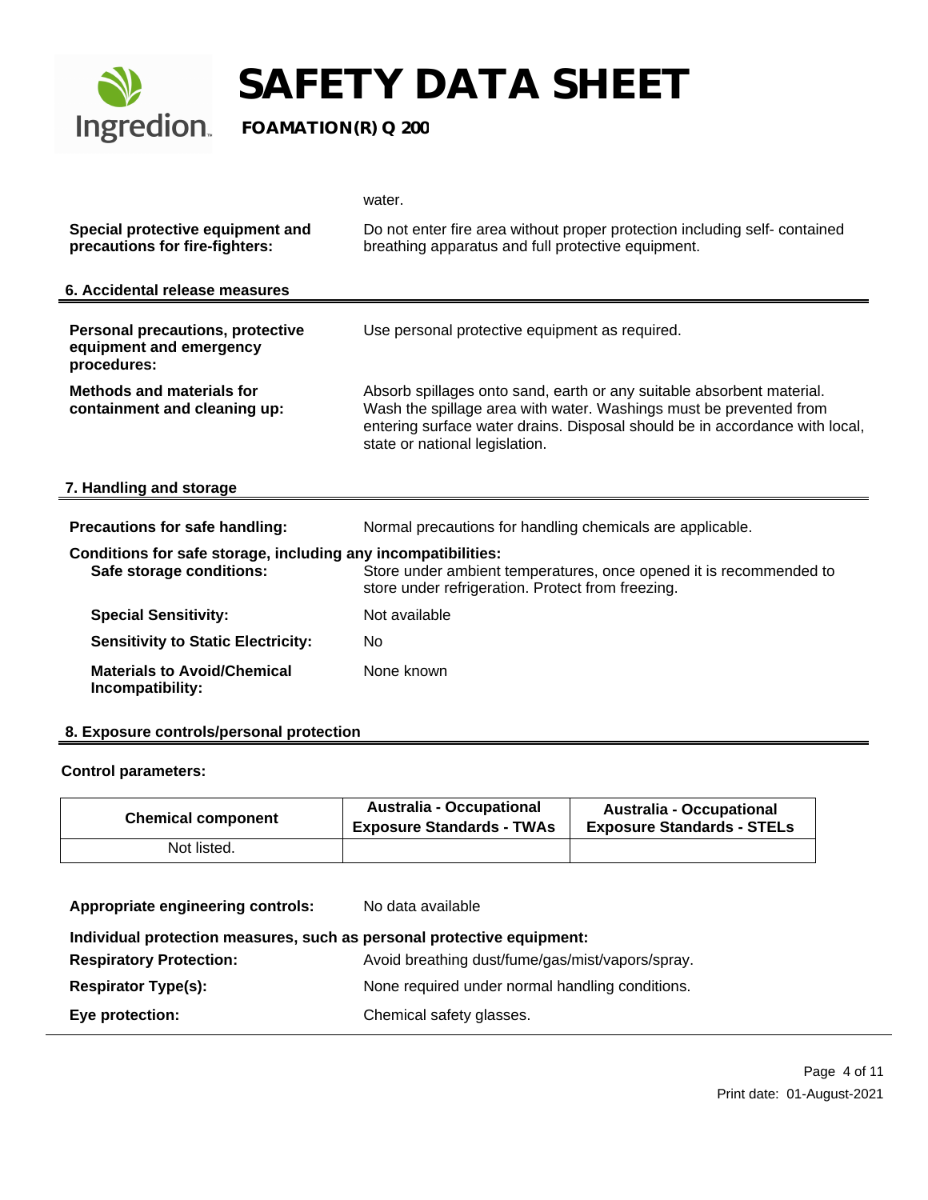water.

**Special protective equipment and precautions for fire-fighters:** Do not enter fire area without proper protection including self- contained breathing apparatus and full protective equipment.

## 6. Accidental release measures

**Personal precautions, protective equipment and emergency procedures:** Use personal protective equipment as required.

**Methods and materials for containment and cleaning up:** Absorb spillages onto sand, earth or any suitable absorbent material. Wash the spillage area with water. Washings must be prevented from entering surface water drains. Disposal should be in accordance with local, state or national legislation.

## 7. Handling and storage

**Precautions for safe handling:** Normal precautions for handling chemicals are applicable.

**Conditions for safe storage, including any incompatibilities:**

**Safe storage conditions:** Store under ambient temperatures, once opened it is recommended to store under refrigeration. Protect from freezing.

**Special Sensitivity:** Not available

**Sensitivity to Static Electricity:** No

**Materials to Avoid/Chemical Incompatibility:** None known

## 8. Exposure controls/personal protection

**Control parameters:**

| Chemical component | Australia - Occupational Exposure Standards - TWAs | Australia - Occupational Exposure Standards - STELs |
| --- | --- | --- |
| Not listed. | | |

**Appropriate engineering controls:** No data available

**Individual protection measures, such as personal protective equipment:**

**Respiratory Protection:** Avoid breathing dust/fume/gas/mist/vapors/spray.

**Respirator Type(s):** None required under normal handling conditions.

**Eye protection:** Chemical safety glasses.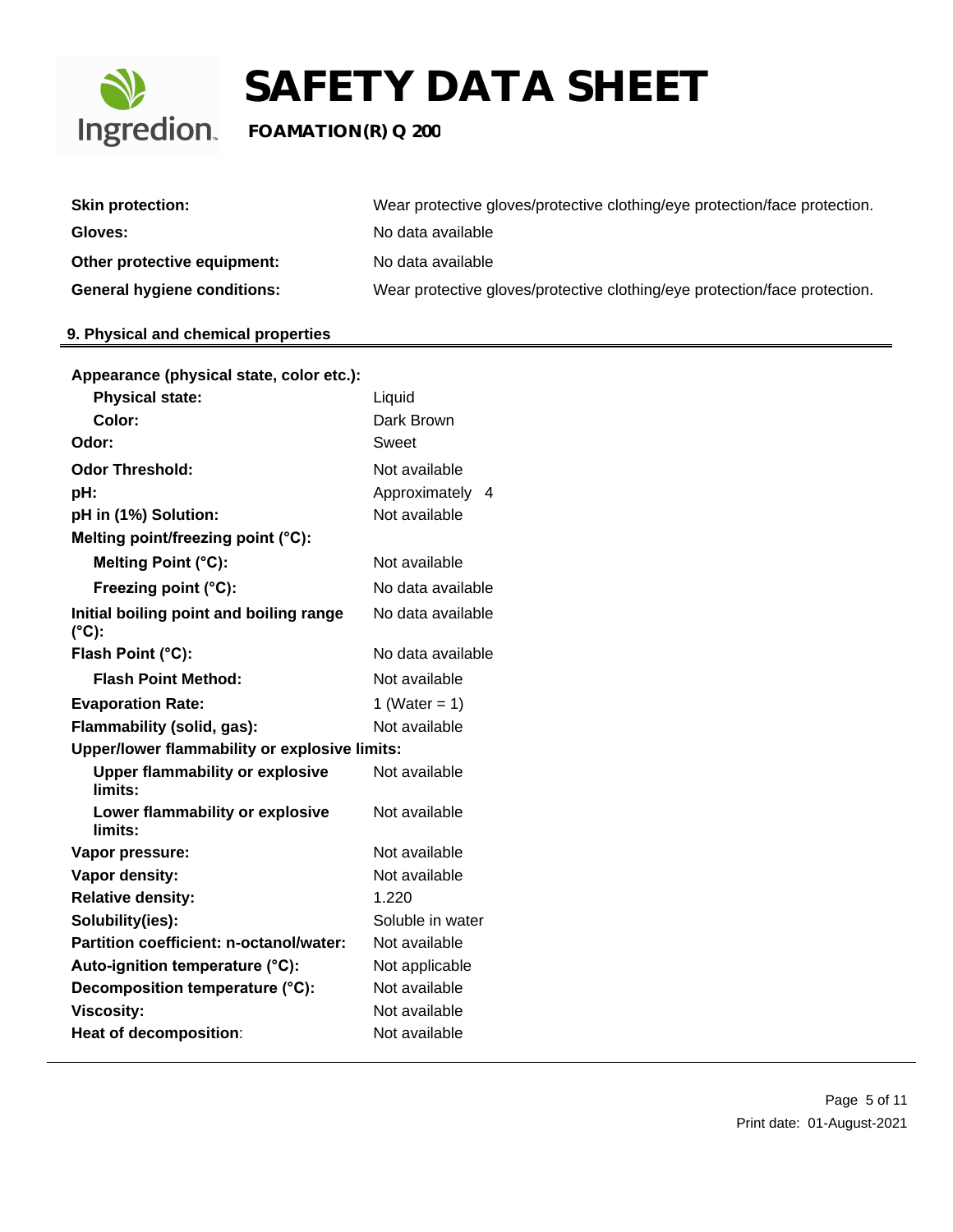| | |
|---|---|
| **Skin protection:** | Wear protective gloves/protective clothing/eye protection/face protection. |
| **Gloves:** | No data available |
| **Other protective equipment:** | No data available |
| **General hygiene conditions:** | Wear protective gloves/protective clothing/eye protection/face protection. |

## 9. Physical and chemical properties

| | |
|---|---|
| **Appearance (physical state, color etc.):** | |
| **Physical state:** | Liquid |
| **Color:** | Dark Brown |
| **Odor:** | Sweet |
| **Odor Threshold:** | Not available |
| **pH:** | Approximately 4 |
| **pH in (1%) Solution:** | Not available |
| **Melting point/freezing point (°C):** | |
| **Melting Point (°C):** | Not available |
| **Freezing point (°C):** | No data available |
| **Initial boiling point and boiling range (°C):** | No data available |
| **Flash Point (°C):** | No data available |
| **Flash Point Method:** | Not available |
| **Evaporation Rate:** | 1 (Water = 1) |
| **Flammability (solid, gas):** | Not available |
| **Upper/lower flammability or explosive limits:** | |
| **Upper flammability or explosive limits:** | Not available |
| **Lower flammability or explosive limits:** | Not available |
| **Vapor pressure:** | Not available |
| **Vapor density:** | Not available |
| **Relative density:** | 1.220 |
| **Solubility(ies):** | Soluble in water |
| **Partition coefficient: n-octanol/water:** | Not available |
| **Auto-ignition temperature (°C):** | Not applicable |
| **Decomposition temperature (°C):** | Not available |
| **Viscosity:** | Not available |
| **Heat of decomposition:** | Not available |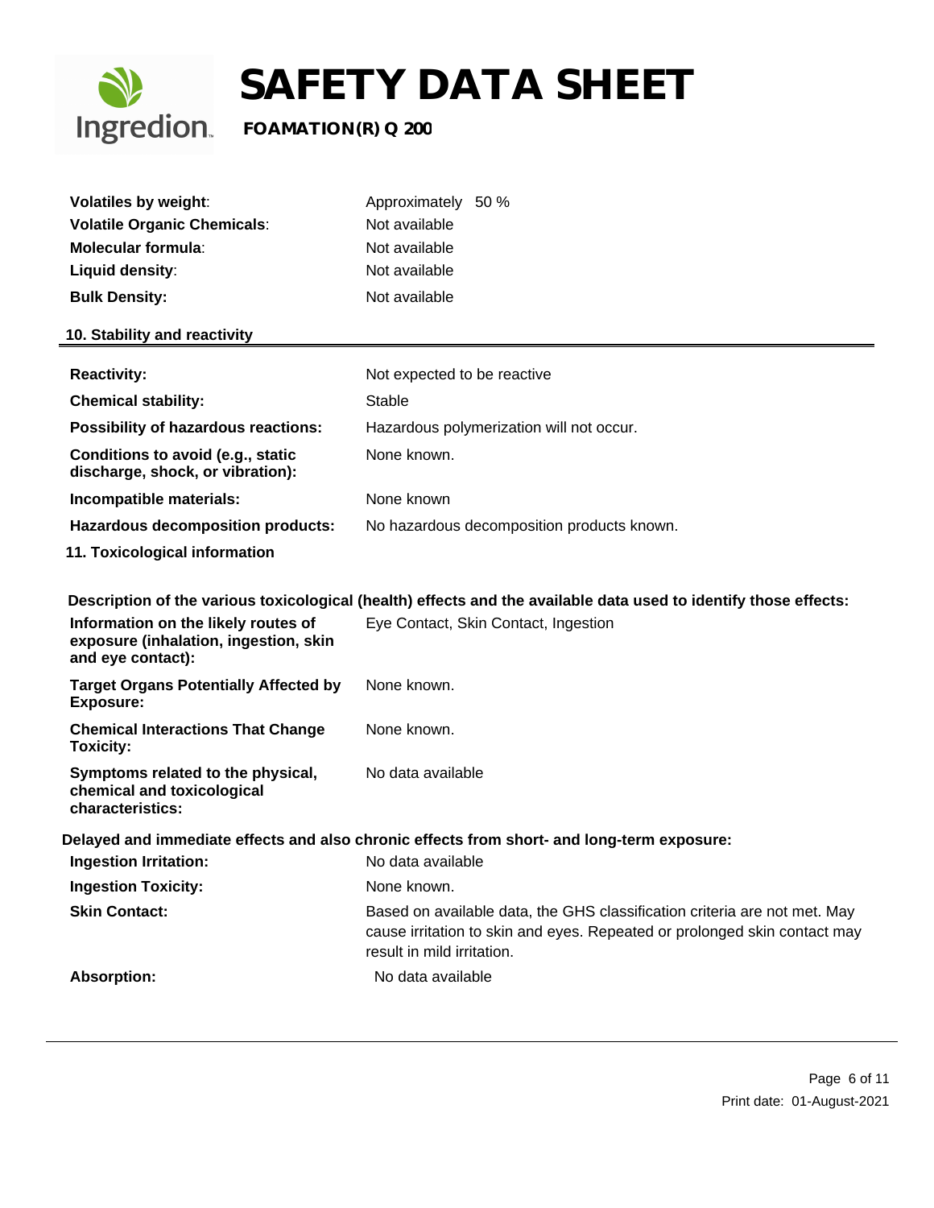| | |
|---|---|
| **Volatiles by weight**: | Approximately 50 % |
| **Volatile Organic Chemicals**: | Not available |
| **Molecular formula**: | Not available |
| **Liquid density**: | Not available |
| **Bulk Density:** | Not available |

## 10. Stability and reactivity

| | |
|---|---|
| **Reactivity:** | Not expected to be reactive |
| **Chemical stability:** | Stable |
| **Possibility of hazardous reactions:** | Hazardous polymerization will not occur. |
| **Conditions to avoid (e.g., static discharge, shock, or vibration):** | None known. |
| **Incompatible materials:** | None known |
| **Hazardous decomposition products:** | No hazardous decomposition products known. |

## 11. Toxicological information

**Description of the various toxicological (health) effects and the available data used to identify those effects:**

| | |
|---|---|
| **Information on the likely routes of exposure (inhalation, ingestion, skin and eye contact):** | Eye Contact, Skin Contact, Ingestion |
| **Target Organs Potentially Affected by Exposure:** | None known. |
| **Chemical Interactions That Change Toxicity:** | None known. |
| **Symptoms related to the physical, chemical and toxicological characteristics:** | No data available |

**Delayed and immediate effects and also chronic effects from short- and long-term exposure:**

| | |
|---|---|
| **Ingestion Irritation:** | No data available |
| **Ingestion Toxicity:** | None known. |
| **Skin Contact:** | Based on available data, the GHS classification criteria are not met. May cause irritation to skin and eyes. Repeated or prolonged skin contact may result in mild irritation. |
| **Absorption:** | No data available |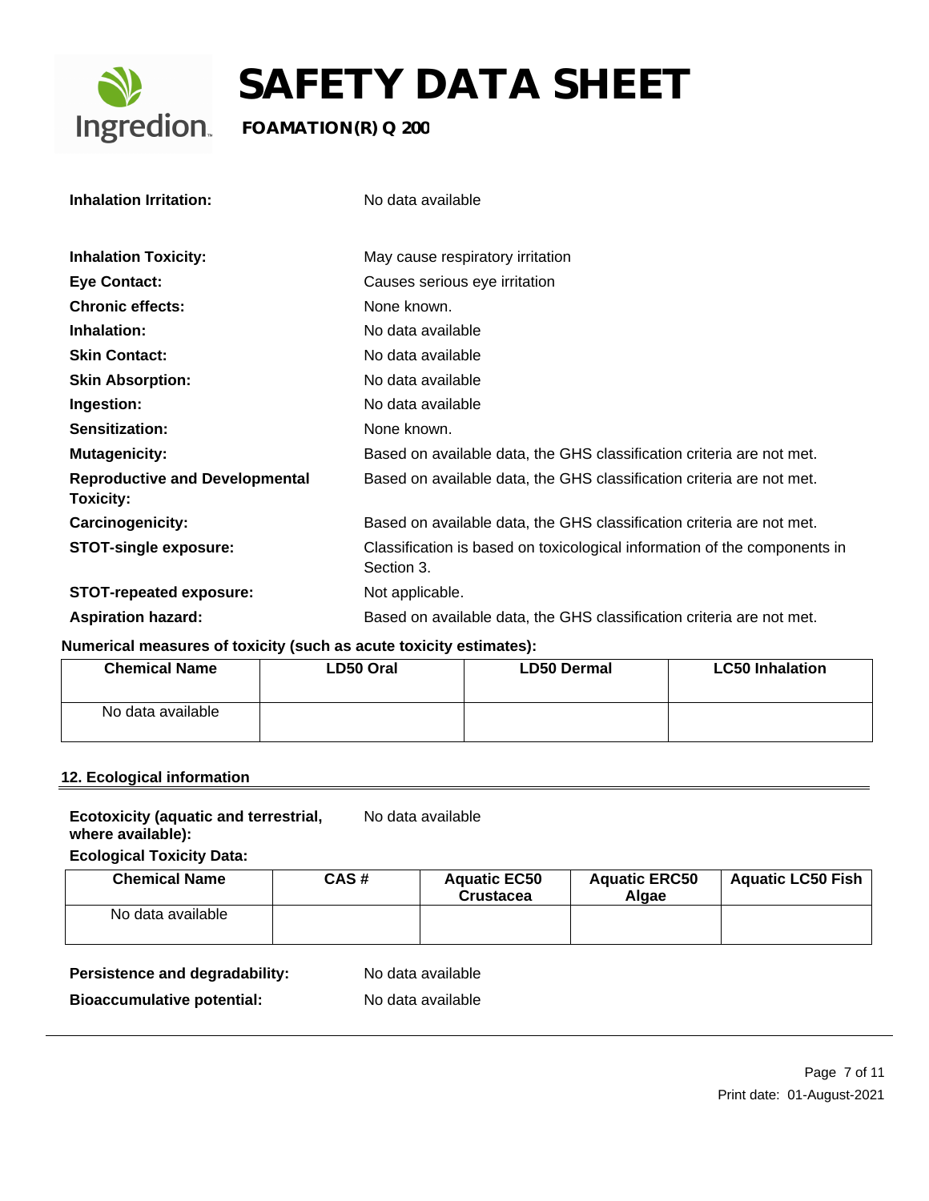**Inhalation Irritation:** No data available

**Inhalation Toxicity:** May cause respiratory irritation

**Eye Contact:** Causes serious eye irritation

**Chronic effects:** None known.

**Inhalation:** No data available

**Skin Contact:** No data available

**Skin Absorption:** No data available

**Ingestion:** No data available

**Sensitization:** None known.

**Mutagenicity:** Based on available data, the GHS classification criteria are not met.

**Reproductive and Developmental Toxicity:** Based on available data, the GHS classification criteria are not met.

**Carcinogenicity:** Based on available data, the GHS classification criteria are not met.

**STOT-single exposure:** Classification is based on toxicological information of the components in Section 3.

**STOT-repeated exposure:** Not applicable.

**Aspiration hazard:** Based on available data, the GHS classification criteria are not met.

**Numerical measures of toxicity (such as acute toxicity estimates):**

| Chemical Name | LD50 Oral | LD50 Dermal | LC50 Inhalation |
|---|---|---|---|
| No data available | | | |

## 12. Ecological information

**Ecotoxicity (aquatic and terrestrial, where available):** No data available

**Ecological Toxicity Data:**

| Chemical Name | CAS # | Aquatic EC50 Crustacea | Aquatic ERC50 Algae | Aquatic LC50 Fish |
|---|---|---|---|---|
| No data available | | | | |

**Persistence and degradability:** No data available

**Bioaccumulative potential:** No data available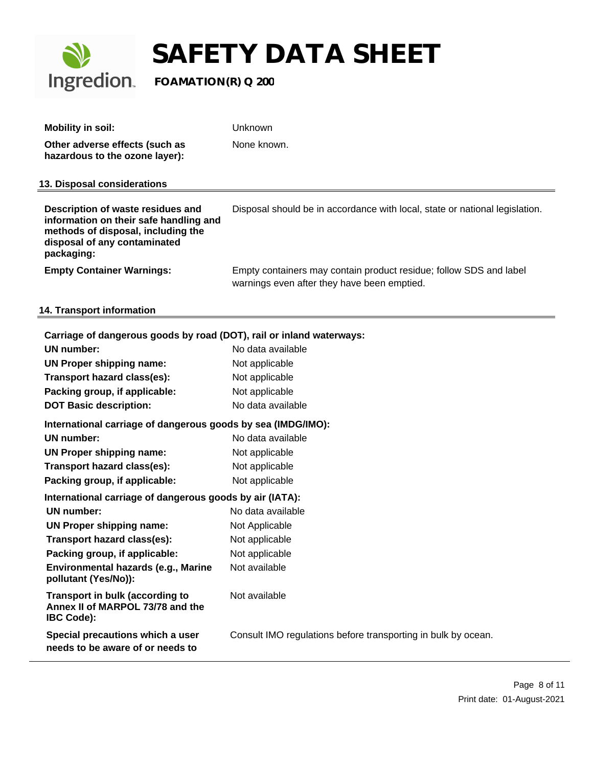| | |
|---|---|
| **Mobility in soil:** | Unknown |
| **Other adverse effects (such as hazardous to the ozone layer):** | None known. |

## 13. Disposal considerations

| | |
|---|---|
| **Description of waste residues and information on their safe handling and methods of disposal, including the disposal of any contaminated packaging:** | Disposal should be in accordance with local, state or national legislation. |
| **Empty Container Warnings:** | Empty containers may contain product residue; follow SDS and label warnings even after they have been emptied. |

## 14. Transport information

**Carriage of dangerous goods by road (DOT), rail or inland waterways:**

| | |
|---|---|
| **UN number:** | No data available |
| **UN Proper shipping name:** | Not applicable |
| **Transport hazard class(es):** | Not applicable |
| **Packing group, if applicable:** | Not applicable |
| **DOT Basic description:** | No data available |

**International carriage of dangerous goods by sea (IMDG/IMO):**

| | |
|---|---|
| **UN number:** | No data available |
| **UN Proper shipping name:** | Not applicable |
| **Transport hazard class(es):** | Not applicable |
| **Packing group, if applicable:** | Not applicable |

**International carriage of dangerous goods by air (IATA):**

| | |
|---|---|
| **UN number:** | No data available |
| **UN Proper shipping name:** | Not Applicable |
| **Transport hazard class(es):** | Not applicable |
| **Packing group, if applicable:** | Not applicable |
| **Environmental hazards (e.g., Marine pollutant (Yes/No)):** | Not available |
| **Transport in bulk (according to Annex II of MARPOL 73/78 and the IBC Code):** | Not available |
| **Special precautions which a user needs to be aware of or needs to** | Consult IMO regulations before transporting in bulk by ocean. |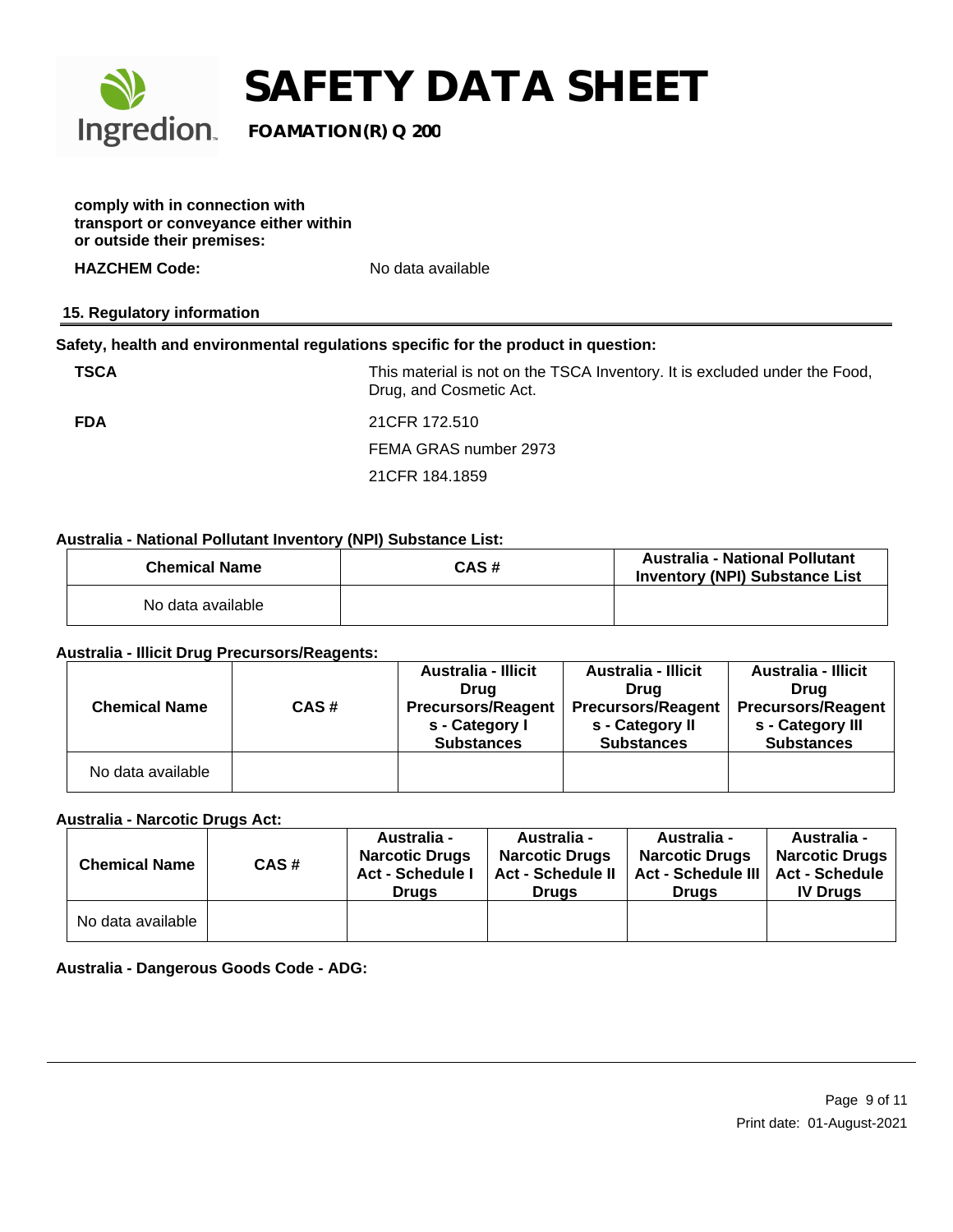**comply with in connection with transport or conveyance either within or outside their premises:**

**HAZCHEM Code:** No data available

## 15. Regulatory information

**Safety, health and environmental regulations specific for the product in question:**

**TSCA** This material is not on the TSCA Inventory. It is excluded under the Food, Drug, and Cosmetic Act.

**FDA** 21CFR 172.510

FEMA GRAS number 2973

21CFR 184.1859

**Australia - National Pollutant Inventory (NPI) Substance List:**

| Chemical Name | CAS # | Australia - National Pollutant Inventory (NPI) Substance List |
|---|---|---|
| No data available | | |

**Australia - Illicit Drug Precursors/Reagents:**

| Chemical Name | CAS # | Australia - Illicit Drug Precursors/Reagents - Category I Substances | Australia - Illicit Drug Precursors/Reagents - Category II Substances | Australia - Illicit Drug Precursors/Reagents - Category III Substances |
|---|---|---|---|---|
| No data available | | | | |

**Australia - Narcotic Drugs Act:**

| Chemical Name | CAS # | Australia - Narcotic Drugs Act - Schedule I Drugs | Australia - Narcotic Drugs Act - Schedule II Drugs | Australia - Narcotic Drugs Act - Schedule III Drugs | Australia - Narcotic Drugs Act - Schedule IV Drugs |
|---|---|---|---|---|---|
| No data available | | | | | |

**Australia - Dangerous Goods Code - ADG:**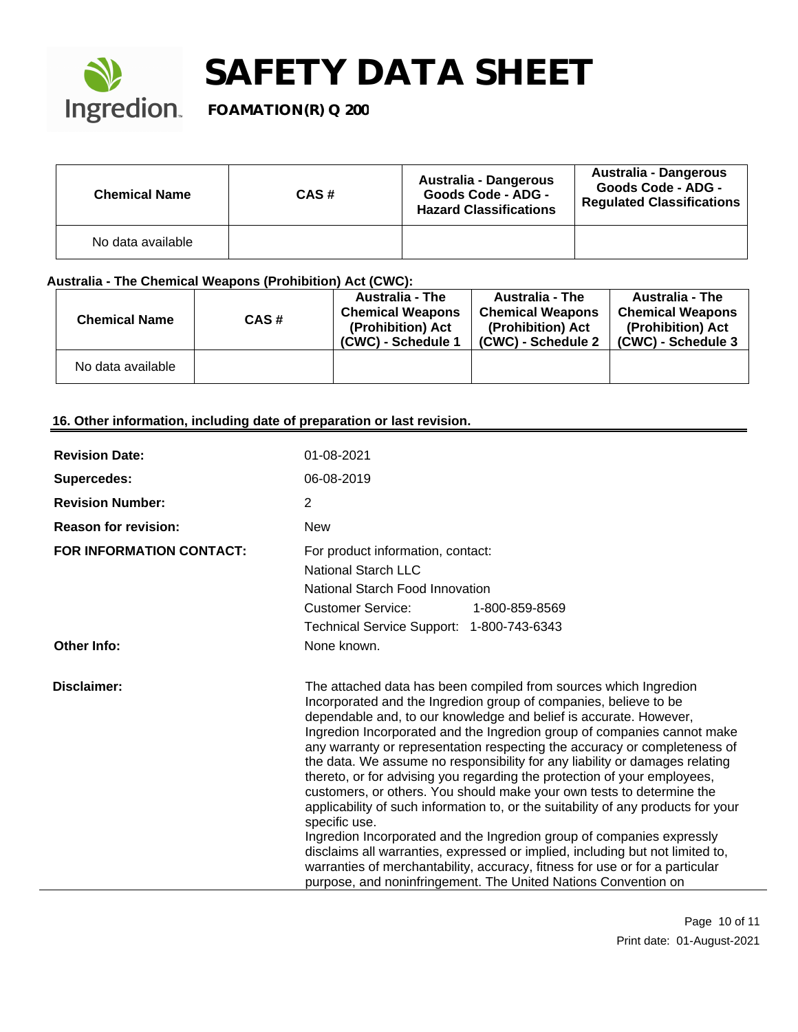| Chemical Name | CAS # | Australia - Dangerous Goods Code - ADG - Hazard Classifications | Australia - Dangerous Goods Code - ADG - Regulated Classifications |
|---|---|---|---|
| No data available | | | |

**Australia - The Chemical Weapons (Prohibition) Act (CWC):**

| Chemical Name | CAS # | Australia - The Chemical Weapons (Prohibition) Act (CWC) - Schedule 1 | Australia - The Chemical Weapons (Prohibition) Act (CWC) - Schedule 2 | Australia - The Chemical Weapons (Prohibition) Act (CWC) - Schedule 3 |
|---|---|---|---|---|
| No data available | | | | |

## 16. Other information, including date of preparation or last revision.

**Revision Date:** 01-08-2021

**Supercedes:** 06-08-2019

**Revision Number:** 2

**Reason for revision:** New

**FOR INFORMATION CONTACT:** For product information, contact:
National Starch LLC
National Starch Food Innovation
Customer Service: 1-800-859-8569
Technical Service Support: 1-800-743-6343

**Other Info:** None known.

**Disclaimer:** The attached data has been compiled from sources which Ingredion Incorporated and the Ingredion group of companies, believe to be dependable and, to our knowledge and belief is accurate. However, Ingredion Incorporated and the Ingredion group of companies cannot make any warranty or representation respecting the accuracy or completeness of the data. We assume no responsibility for any liability or damages relating thereto, or for advising you regarding the protection of your employees, customers, or others. You should make your own tests to determine the applicability of such information to, or the suitability of any products for your specific use.
Ingredion Incorporated and the Ingredion group of companies expressly disclaims all warranties, expressed or implied, including but not limited to, warranties of merchantability, accuracy, fitness for use or for a particular purpose, and noninfringement. The United Nations Convention on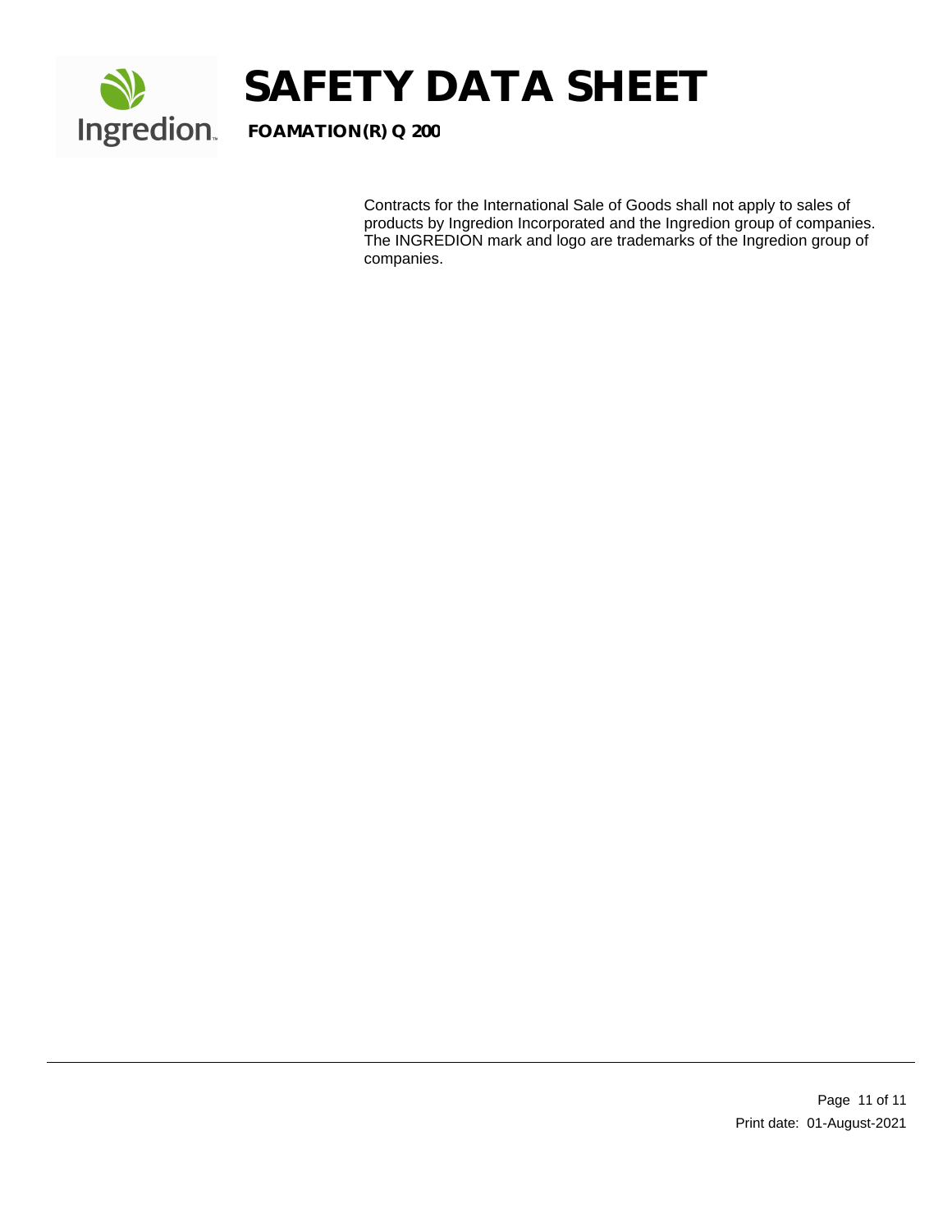Contracts for the International Sale of Goods shall not apply to sales of products by Ingredion Incorporated and the Ingredion group of companies. The INGREDION mark and logo are trademarks of the Ingredion group of companies.